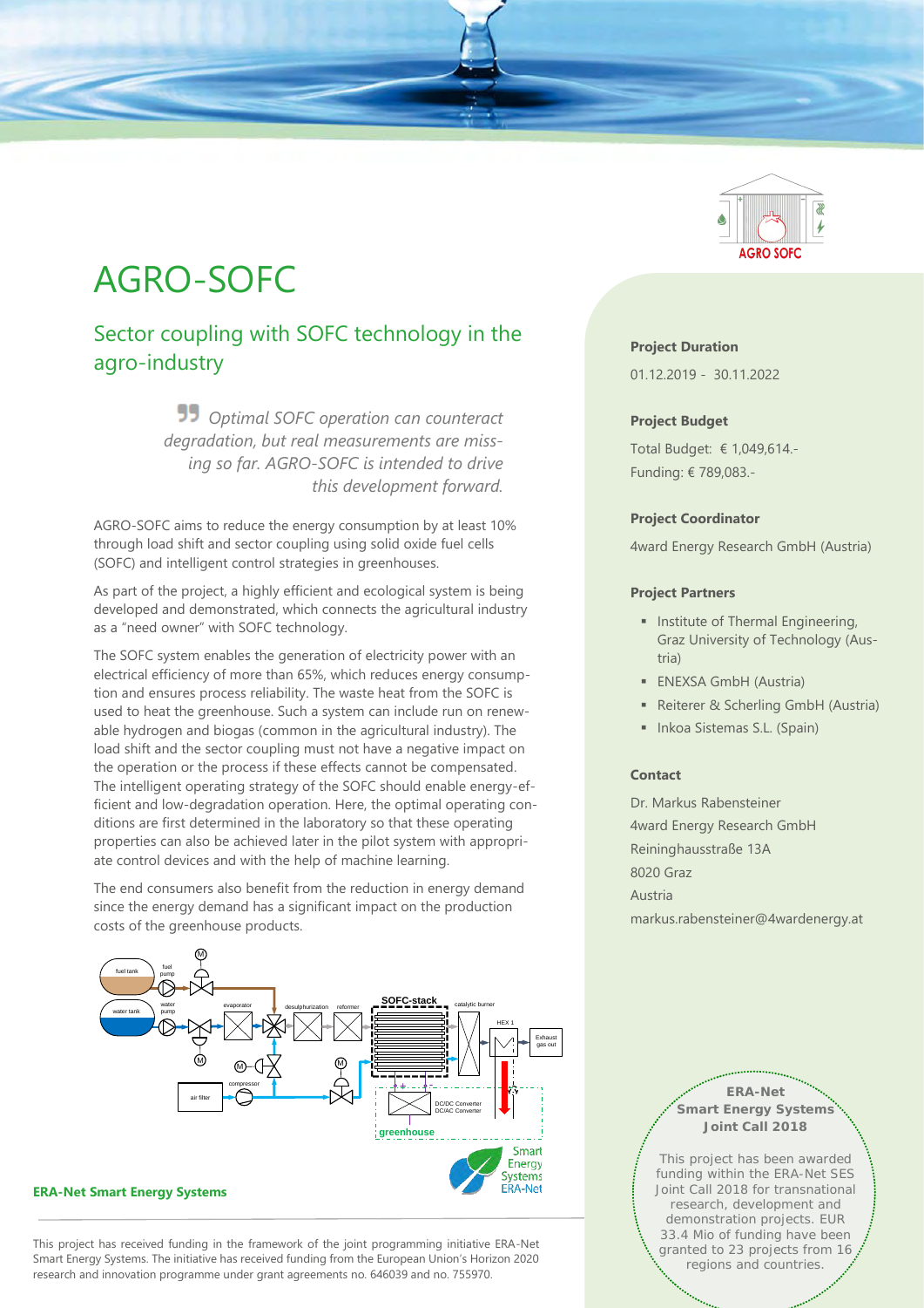# AGRO-SOFC

## Sector coupling with SOFC technology in the agro-industry

> *Optimal SOFC operation can counteract degradation, but real measurements are missing so far. AGRO-SOFC is intended to drive this development forward.*

AGRO-SOFC aims to reduce the energy consumption by at least 10% through load shift and sector coupling using solid oxide fuel cells (SOFC) and intelligent control strategies in greenhouses.

As part of the project, a highly efficient and ecological system is being developed and demonstrated, which connects the agricultural industry as a "need owner" with SOFC technology.

The SOFC system enables the generation of electricity power with an electrical efficiency of more than 65%, which reduces energy consumption and ensures process reliability. The waste heat from the SOFC is used to heat the greenhouse. Such a system can include run on renewable hydrogen and biogas (common in the agricultural industry). The load shift and the sector coupling must not have a negative impact on the operation or the process if these effects cannot be compensated. The intelligent operating strategy of the SOFC should enable energy-efficient and low-degradation operation. Here, the optimal operating conditions are first determined in the laboratory so that these operating properties can also be achieved later in the pilot system with appropriate control devices and with the help of machine learning.

The end consumers also benefit from the reduction in energy demand since the energy demand has a significant impact on the production costs of the greenhouse products.

**Project Duration**

01.12.2019 - 30.11.2022

**Project Budget**

Total Budget: € 1,049,614.-
Funding: € 789,083.-

**Project Coordinator**

4ward Energy Research GmbH (Austria)

**Project Partners**

- Institute of Thermal Engineering, Graz University of Technology (Austria)
- ENEXSA GmbH (Austria)
- Reiterer & Scherling GmbH (Austria)
- Inkoa Sistemas S.L. (Spain)

**Contact**

Dr. Markus Rabensteiner
4ward Energy Research GmbH
Reininghausstraße 13A
8020 Graz
Austria
markus.rabensteiner@4wardenergy.at

**ERA-Net Smart Energy Systems Joint Call 2018**

This project has been awarded funding within the ERA-Net SES Joint Call 2018 for transnational research, development and demonstration projects. EUR 33.4 Mio of funding have been granted to 23 projects from 16 regions and countries.

**ERA-Net Smart Energy Systems**

This project has received funding in the framework of the joint programming initiative ERA-Net Smart Energy Systems. The initiative has received funding from the European Union's Horizon 2020 research and innovation programme under grant agreements no. 646039 and no. 755970.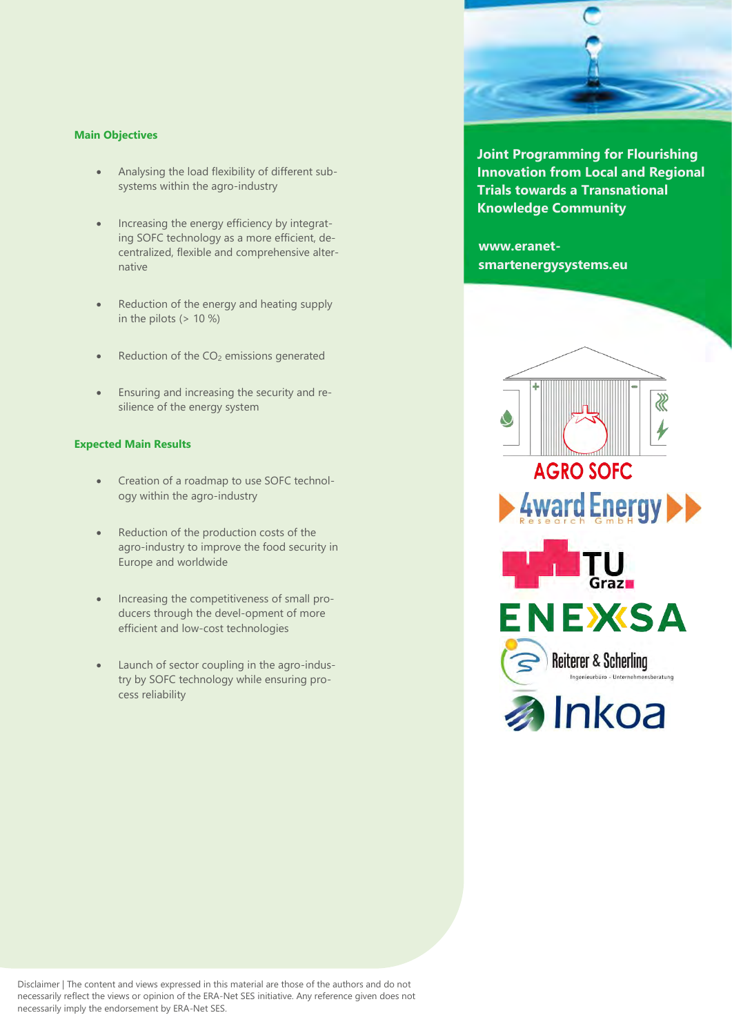## Main Objectives

- Analysing the load flexibility of different sub-systems within the agro-industry
- Increasing the energy efficiency by integrating SOFC technology as a more efficient, decentralized, flexible and comprehensive alternative
- Reduction of the energy and heating supply in the pilots (> 10 %)
- Reduction of the $CO_2$ emissions generated
- Ensuring and increasing the security and resilience of the energy system

## Expected Main Results

- Creation of a roadmap to use SOFC technology within the agro-industry
- Reduction of the production costs of the agro-industry to improve the food security in Europe and worldwide
- Increasing the competitiveness of small producers through the devel-opment of more efficient and low-cost technologies
- Launch of sector coupling in the agro-industry by SOFC technology while ensuring process reliability

**Joint Programming for Flourishing Innovation from Local and Regional Trials towards a Transnational Knowledge Community**

**www.eranet-smartenergysystems.eu**

AGRO SOFC

4ward Energy Research GmbH

TU Graz

ENEXSA

Reiterer & Scherling Ingenieurbüro · Unternehmensberatung

Inkoa

Disclaimer | The content and views expressed in this material are those of the authors and do not necessarily reflect the views or opinion of the ERA-Net SES initiative. Any reference given does not necessarily imply the endorsement by ERA-Net SES.